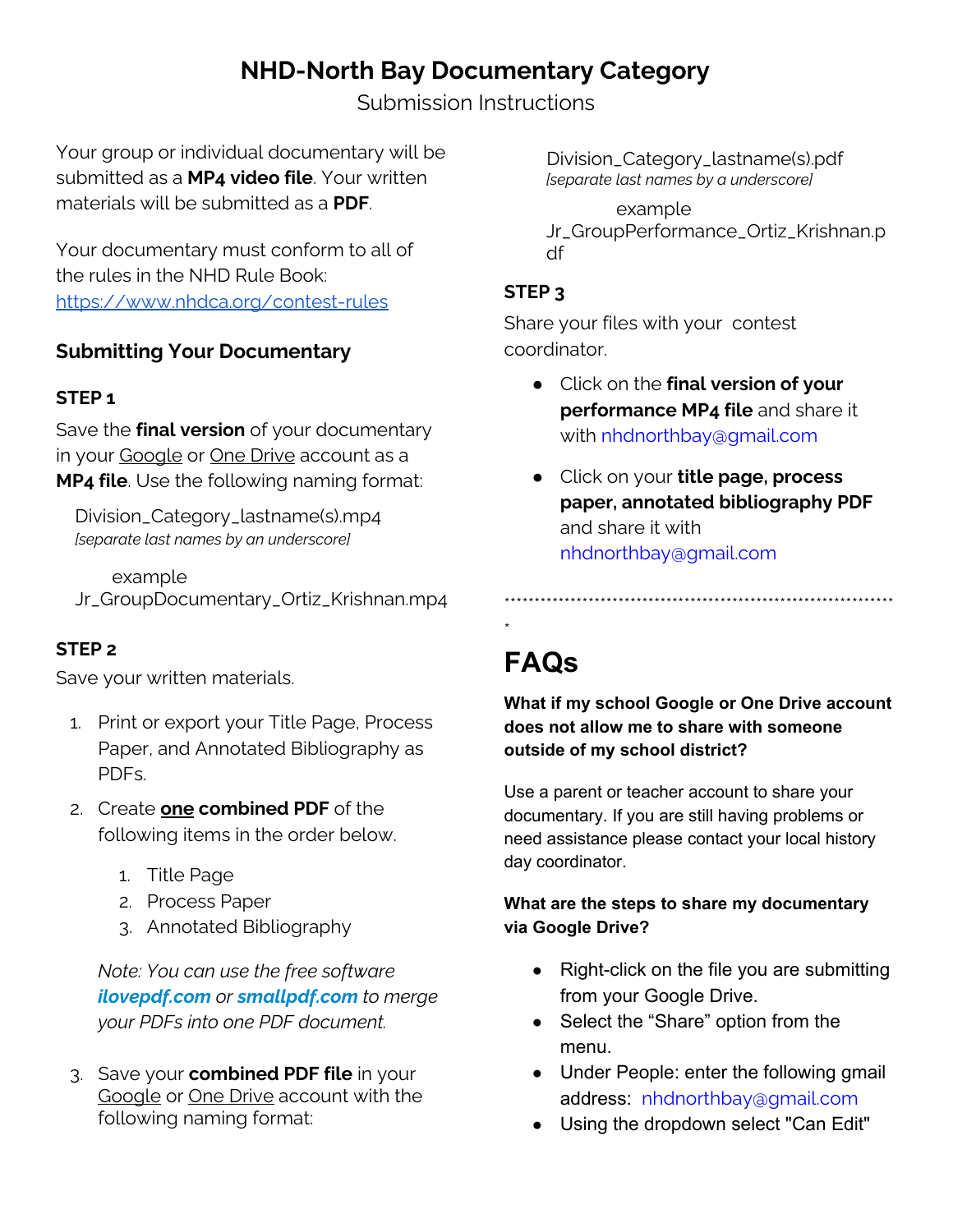# NHD-North Bay Documentary Category

Submission Instructions

Your group or individual documentary will be submitted as a **MP4 video file**. Your written materials will be submitted as a **PDF**.

Your documentary must conform to all of the rules in the NHD Rule Book: https://www.nhdca.org/contest-rules

## Submitting Your Documentary

### STEP 1

Save the **final version** of your documentary in your Google or One Drive account as a **MP4 file**. Use the following naming format:

Division_Category_lastname(s).mp4
*[separate last names by an underscore]*

example
Jr_GroupDocumentary_Ortiz_Krishnan.mp4

### STEP 2

Save your written materials.

1. Print or export your Title Page, Process Paper, and Annotated Bibliography as PDFs.
2. Create **one combined PDF** of the following items in the order below.
    1. Title Page
    2. Process Paper
    3. Annotated Bibliography

    *Note: You can use the free software **ilovepdf.com** or **smallpdf.com** to merge your PDFs into one PDF document.*

3. Save your **combined PDF file** in your Google or One Drive account with the following naming format:

    Division_Category_lastname(s).pdf
    *[separate last names by a underscore]*

    example
    Jr_GroupPerformance_Ortiz_Krishnan.pdf

### STEP 3

Share your files with your contest coordinator.

- Click on the **final version of your performance MP4 file** and share it with nhdnorthbay@gmail.com
- Click on your **title page, process paper, annotated bibliography PDF** and share it with nhdnorthbay@gmail.com

****************************************************************

# FAQs

**What if my school Google or One Drive account does not allow me to share with someone outside of my school district?**

Use a parent or teacher account to share your documentary. If you are still having problems or need assistance please contact your local history day coordinator.

**What are the steps to share my documentary via Google Drive?**

- Right-click on the file you are submitting from your Google Drive.
- Select the "Share" option from the menu.
- Under People: enter the following gmail address: nhdnorthbay@gmail.com
- Using the dropdown select "Can Edit"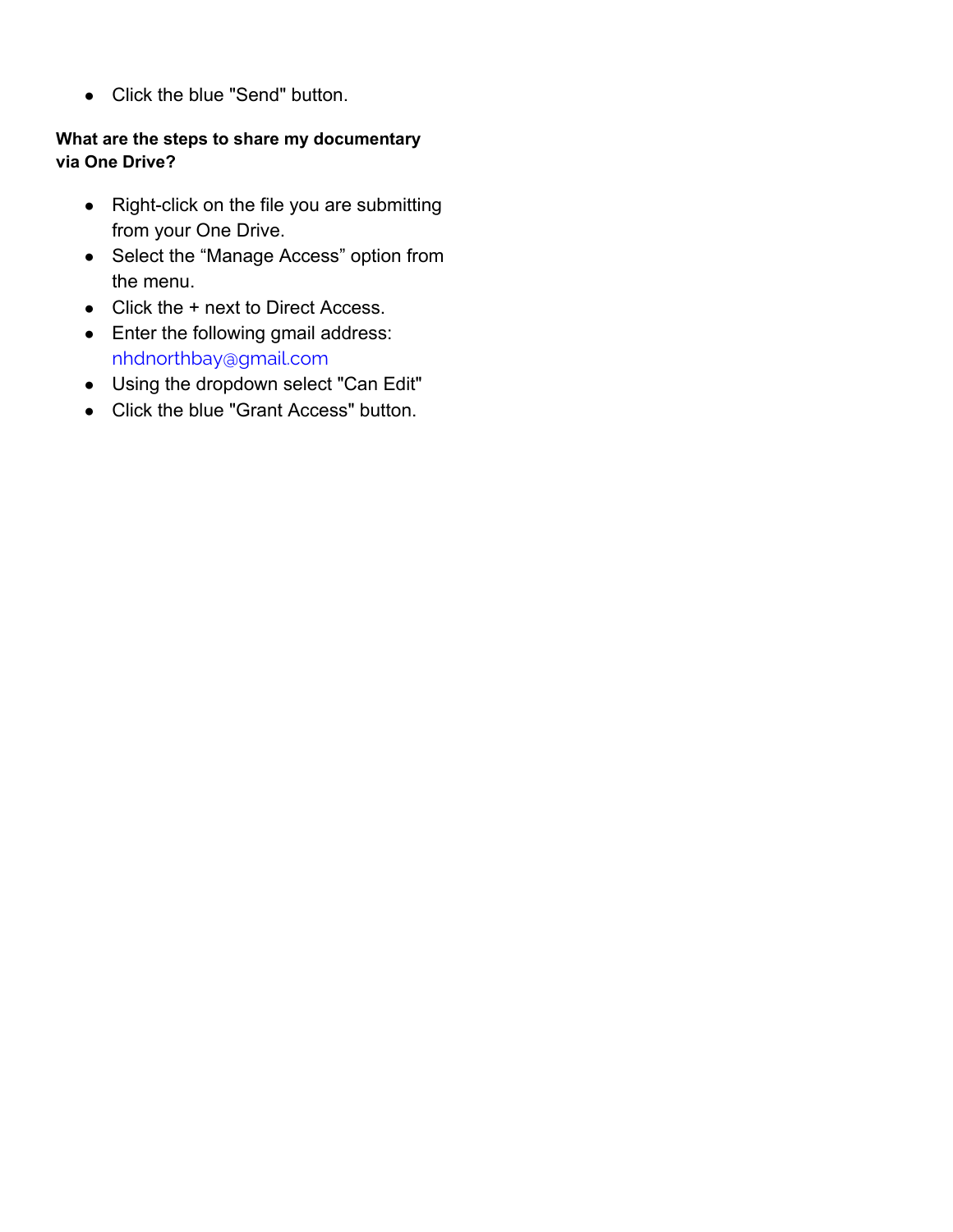- Click the blue "Send" button.

**What are the steps to share my documentary via One Drive?**

- Right-click on the file you are submitting from your One Drive.
- Select the “Manage Access” option from the menu.
- Click the + next to Direct Access.
- Enter the following gmail address: nhdnorthbay@gmail.com
- Using the dropdown select "Can Edit"
- Click the blue "Grant Access" button.